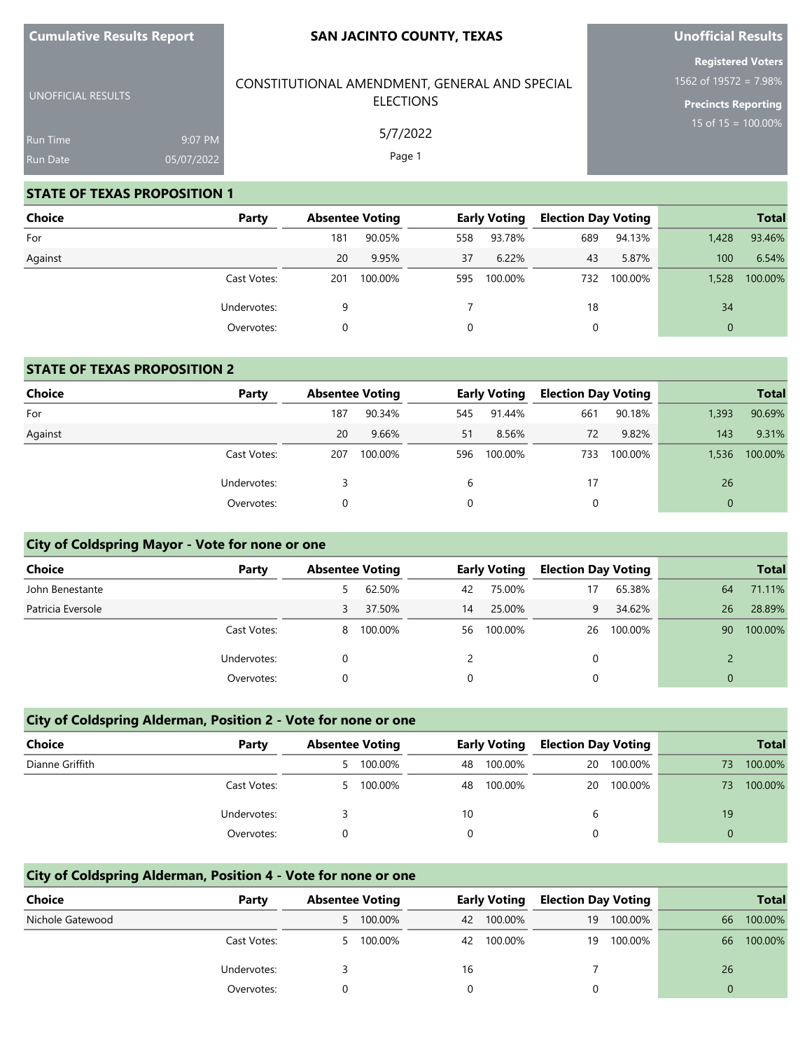**Cumulative Results Report**

UNOFFICIAL RESULTS

Run Time 9:07 PM
Run Date 05/07/2022

**SAN JACINTO COUNTY, TEXAS**

CONSTITUTIONAL AMENDMENT, GENERAL AND SPECIAL ELECTIONS

5/7/2022

**Unofficial Results**

**Registered Voters**
1562 of 19572 = 7.98%

**Precincts Reporting**
15 of 15 = 100.00%

## STATE OF TEXAS PROPOSITION 1

| Choice | Party | Absentee Voting | | Early Voting | | Election Day Voting | | Total | |
|---|---|---|---|---|---|---|---|---|---|
| For | | 181 | 90.05% | 558 | 93.78% | 689 | 94.13% | 1,428 | 93.46% |
| Against | | 20 | 9.95% | 37 | 6.22% | 43 | 5.87% | 100 | 6.54% |
| | Cast Votes: | 201 | 100.00% | 595 | 100.00% | 732 | 100.00% | 1,528 | 100.00% |
| | Undervotes: | 9 | | 7 | | 18 | | 34 | |
| | Overvotes: | 0 | | 0 | | 0 | | 0 | |

## STATE OF TEXAS PROPOSITION 2

| Choice | Party | Absentee Voting | | Early Voting | | Election Day Voting | | Total | |
|---|---|---|---|---|---|---|---|---|---|
| For | | 187 | 90.34% | 545 | 91.44% | 661 | 90.18% | 1,393 | 90.69% |
| Against | | 20 | 9.66% | 51 | 8.56% | 72 | 9.82% | 143 | 9.31% |
| | Cast Votes: | 207 | 100.00% | 596 | 100.00% | 733 | 100.00% | 1,536 | 100.00% |
| | Undervotes: | 3 | | 6 | | 17 | | 26 | |
| | Overvotes: | 0 | | 0 | | 0 | | 0 | |

## City of Coldspring Mayor - Vote for none or one

| Choice | Party | Absentee Voting | | Early Voting | | Election Day Voting | | Total | |
|---|---|---|---|---|---|---|---|---|---|
| John Benestante | | 5 | 62.50% | 42 | 75.00% | 17 | 65.38% | 64 | 71.11% |
| Patricia Eversole | | 3 | 37.50% | 14 | 25.00% | 9 | 34.62% | 26 | 28.89% |
| | Cast Votes: | 8 | 100.00% | 56 | 100.00% | 26 | 100.00% | 90 | 100.00% |
| | Undervotes: | 0 | | 2 | | 0 | | 2 | |
| | Overvotes: | 0 | | 0 | | 0 | | 0 | |

## City of Coldspring Alderman, Position 2 - Vote for none or one

| Choice | Party | Absentee Voting | | Early Voting | | Election Day Voting | | Total | |
|---|---|---|---|---|---|---|---|---|---|
| Dianne Griffith | | 5 | 100.00% | 48 | 100.00% | 20 | 100.00% | 73 | 100.00% |
| | Cast Votes: | 5 | 100.00% | 48 | 100.00% | 20 | 100.00% | 73 | 100.00% |
| | Undervotes: | 3 | | 10 | | 6 | | 19 | |
| | Overvotes: | 0 | | 0 | | 0 | | 0 | |

## City of Coldspring Alderman, Position 4 - Vote for none or one

| Choice | Party | Absentee Voting | | Early Voting | | Election Day Voting | | Total | |
|---|---|---|---|---|---|---|---|---|---|
| Nichole Gatewood | | 5 | 100.00% | 42 | 100.00% | 19 | 100.00% | 66 | 100.00% |
| | Cast Votes: | 5 | 100.00% | 42 | 100.00% | 19 | 100.00% | 66 | 100.00% |
| | Undervotes: | 3 | | 16 | | 7 | | 26 | |
| | Overvotes: | 0 | | 0 | | 0 | | 0 | |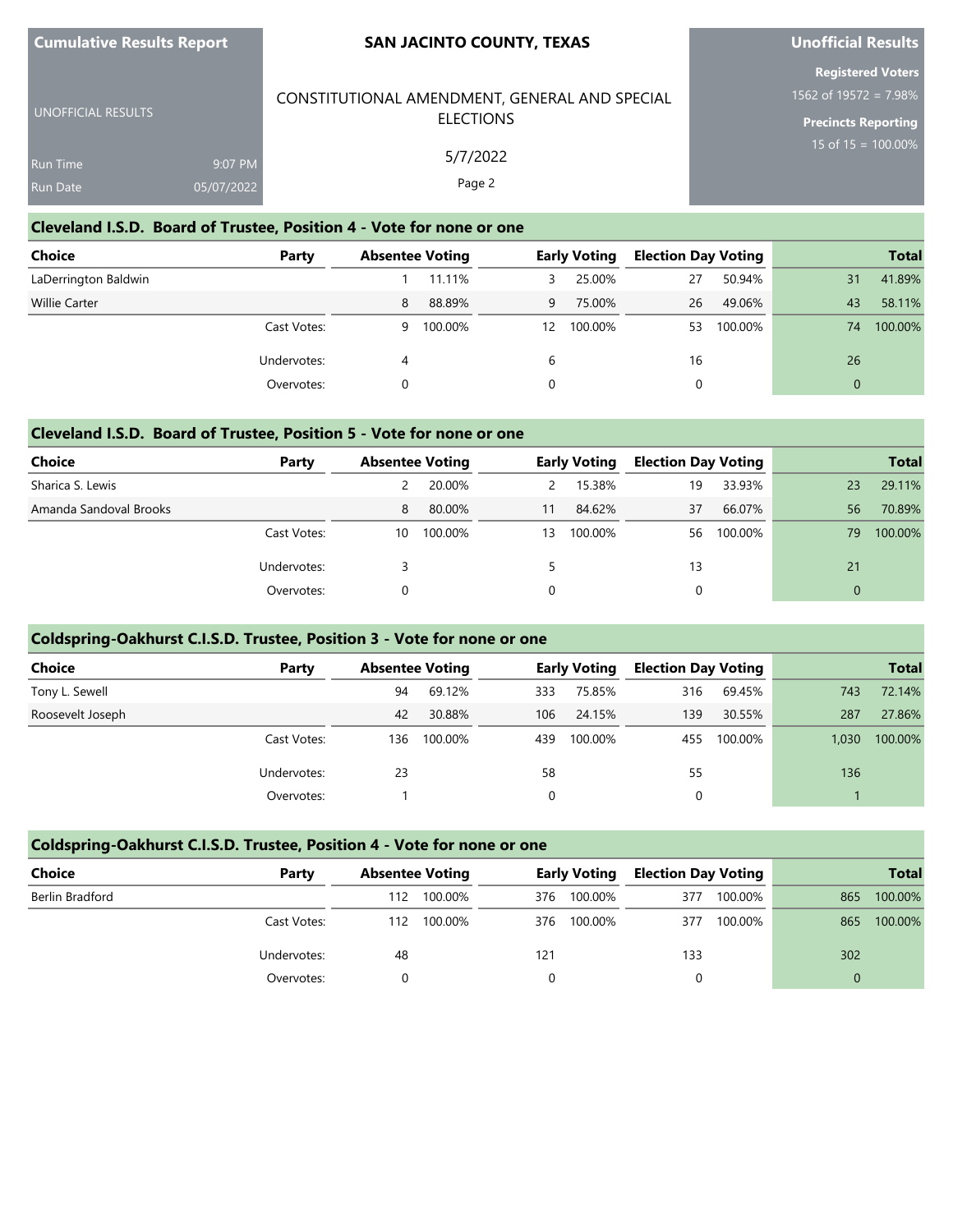# SAN JACINTO COUNTY, TEXAS

Cumulative Results Report

UNOFFICIAL RESULTS

Run Time 9:07 PM
Run Date 05/07/2022

CONSTITUTIONAL AMENDMENT, GENERAL AND SPECIAL ELECTIONS

5/7/2022

Unofficial Results

Registered Voters
1562 of 19572 = 7.98%

Precincts Reporting
15 of 15 = 100.00%

## Cleveland I.S.D. Board of Trustee, Position 4 - Vote for none or one

| Choice | Party | Absentee Voting | | Early Voting | | Election Day Voting | | Total | |
|---|---|---|---|---|---|---|---|---|---|
| LaDerrington Baldwin | | 1 | 11.11% | 3 | 25.00% | 27 | 50.94% | 31 | 41.89% |
| Willie Carter | | 8 | 88.89% | 9 | 75.00% | 26 | 49.06% | 43 | 58.11% |
| | Cast Votes: | 9 | 100.00% | 12 | 100.00% | 53 | 100.00% | 74 | 100.00% |
| | Undervotes: | 4 | | 6 | | 16 | | 26 | |
| | Overvotes: | 0 | | 0 | | 0 | | 0 | |

## Cleveland I.S.D. Board of Trustee, Position 5 - Vote for none or one

| Choice | Party | Absentee Voting | | Early Voting | | Election Day Voting | | Total | |
|---|---|---|---|---|---|---|---|---|---|
| Sharica S. Lewis | | 2 | 20.00% | 2 | 15.38% | 19 | 33.93% | 23 | 29.11% |
| Amanda Sandoval Brooks | | 8 | 80.00% | 11 | 84.62% | 37 | 66.07% | 56 | 70.89% |
| | Cast Votes: | 10 | 100.00% | 13 | 100.00% | 56 | 100.00% | 79 | 100.00% |
| | Undervotes: | 3 | | 5 | | 13 | | 21 | |
| | Overvotes: | 0 | | 0 | | 0 | | 0 | |

## Coldspring-Oakhurst C.I.S.D. Trustee, Position 3 - Vote for none or one

| Choice | Party | Absentee Voting | | Early Voting | | Election Day Voting | | Total | |
|---|---|---|---|---|---|---|---|---|---|
| Tony L. Sewell | | 94 | 69.12% | 333 | 75.85% | 316 | 69.45% | 743 | 72.14% |
| Roosevelt Joseph | | 42 | 30.88% | 106 | 24.15% | 139 | 30.55% | 287 | 27.86% |
| | Cast Votes: | 136 | 100.00% | 439 | 100.00% | 455 | 100.00% | 1,030 | 100.00% |
| | Undervotes: | 23 | | 58 | | 55 | | 136 | |
| | Overvotes: | 1 | | 0 | | 0 | | 1 | |

## Coldspring-Oakhurst C.I.S.D. Trustee, Position 4 - Vote for none or one

| Choice | Party | Absentee Voting | | Early Voting | | Election Day Voting | | Total | |
|---|---|---|---|---|---|---|---|---|---|
| Berlin Bradford | | 112 | 100.00% | 376 | 100.00% | 377 | 100.00% | 865 | 100.00% |
| | Cast Votes: | 112 | 100.00% | 376 | 100.00% | 377 | 100.00% | 865 | 100.00% |
| | Undervotes: | 48 | | 121 | | 133 | | 302 | |
| | Overvotes: | 0 | | 0 | | 0 | | 0 | |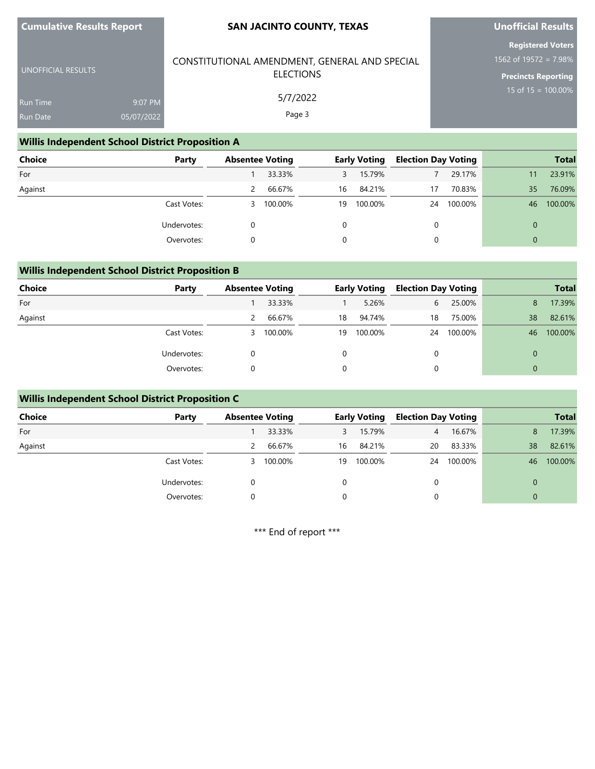Cumulative Results Report

UNOFFICIAL RESULTS

Run Time 9:07 PM
Run Date 05/07/2022

**SAN JACINTO COUNTY, TEXAS**

CONSTITUTIONAL AMENDMENT, GENERAL AND SPECIAL ELECTIONS

5/7/2022

**Unofficial Results**

**Registered Voters**
1562 of 19572 = 7.98%

**Precincts Reporting**
15 of 15 = 100.00%

## Willis Independent School District Proposition A

| Choice | Party | Absentee Voting | | Early Voting | | Election Day Voting | | Total | |
|---|---|---|---|---|---|---|---|---|---|
| For | | 1 | 33.33% | 3 | 15.79% | 7 | 29.17% | 11 | 23.91% |
| Against | | 2 | 66.67% | 16 | 84.21% | 17 | 70.83% | 35 | 76.09% |
| | Cast Votes: | 3 | 100.00% | 19 | 100.00% | 24 | 100.00% | 46 | 100.00% |
| | Undervotes: | 0 | | 0 | | 0 | | 0 | |
| | Overvotes: | 0 | | 0 | | 0 | | 0 | |

## Willis Independent School District Proposition B

| Choice | Party | Absentee Voting | | Early Voting | | Election Day Voting | | Total | |
|---|---|---|---|---|---|---|---|---|---|
| For | | 1 | 33.33% | 1 | 5.26% | 6 | 25.00% | 8 | 17.39% |
| Against | | 2 | 66.67% | 18 | 94.74% | 18 | 75.00% | 38 | 82.61% |
| | Cast Votes: | 3 | 100.00% | 19 | 100.00% | 24 | 100.00% | 46 | 100.00% |
| | Undervotes: | 0 | | 0 | | 0 | | 0 | |
| | Overvotes: | 0 | | 0 | | 0 | | 0 | |

## Willis Independent School District Proposition C

| Choice | Party | Absentee Voting | | Early Voting | | Election Day Voting | | Total | |
|---|---|---|---|---|---|---|---|---|---|
| For | | 1 | 33.33% | 3 | 15.79% | 4 | 16.67% | 8 | 17.39% |
| Against | | 2 | 66.67% | 16 | 84.21% | 20 | 83.33% | 38 | 82.61% |
| | Cast Votes: | 3 | 100.00% | 19 | 100.00% | 24 | 100.00% | 46 | 100.00% |
| | Undervotes: | 0 | | 0 | | 0 | | 0 | |
| | Overvotes: | 0 | | 0 | | 0 | | 0 | |

*** End of report ***